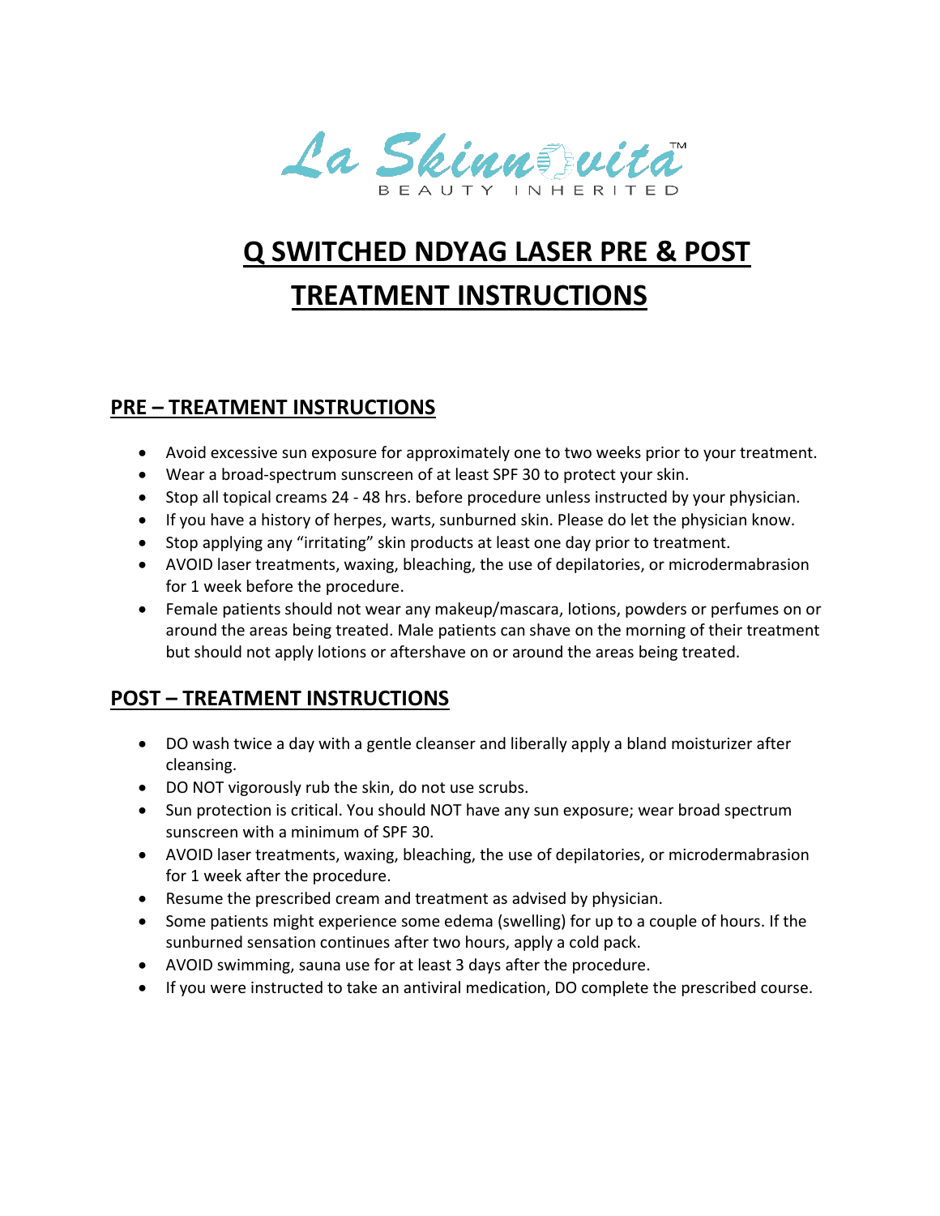La Skinnovita™

BEAUTY INHERITED

# Q SWITCHED NDYAG LASER PRE & POST TREATMENT INSTRUCTIONS

## PRE – TREATMENT INSTRUCTIONS

- Avoid excessive sun exposure for approximately one to two weeks prior to your treatment.
- Wear a broad-spectrum sunscreen of at least SPF 30 to protect your skin.
- Stop all topical creams 24 - 48 hrs. before procedure unless instructed by your physician.
- If you have a history of herpes, warts, sunburned skin. Please do let the physician know.
- Stop applying any "irritating" skin products at least one day prior to treatment.
- AVOID laser treatments, waxing, bleaching, the use of depilatories, or microdermabrasion for 1 week before the procedure.
- Female patients should not wear any makeup/mascara, lotions, powders or perfumes on or around the areas being treated. Male patients can shave on the morning of their treatment but should not apply lotions or aftershave on or around the areas being treated.

## POST – TREATMENT INSTRUCTIONS

- DO wash twice a day with a gentle cleanser and liberally apply a bland moisturizer after cleansing.
- DO NOT vigorously rub the skin, do not use scrubs.
- Sun protection is critical. You should NOT have any sun exposure; wear broad spectrum sunscreen with a minimum of SPF 30.
- AVOID laser treatments, waxing, bleaching, the use of depilatories, or microdermabrasion for 1 week after the procedure.
- Resume the prescribed cream and treatment as advised by physician.
- Some patients might experience some edema (swelling) for up to a couple of hours. If the sunburned sensation continues after two hours, apply a cold pack.
- AVOID swimming, sauna use for at least 3 days after the procedure.
- If you were instructed to take an antiviral medication, DO complete the prescribed course.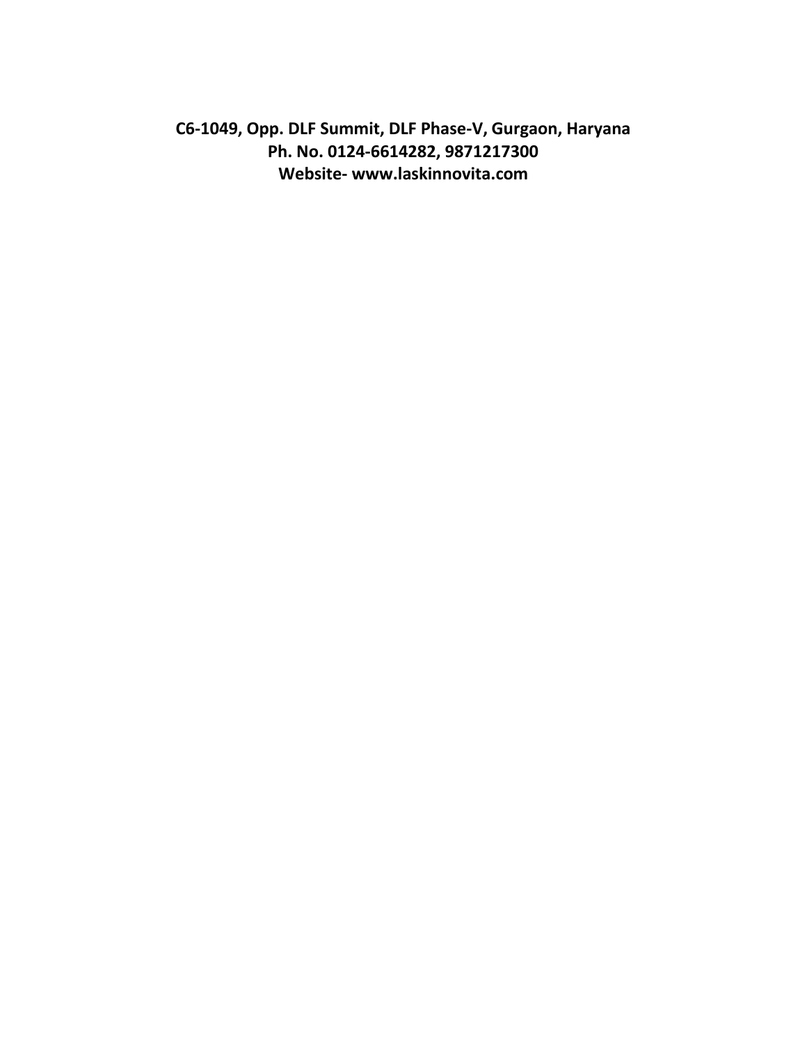**C6-1049, Opp. DLF Summit, DLF Phase-V, Gurgaon, Haryana**
**Ph. No. 0124-6614282, 9871217300**
**Website- www.laskinnovita.com**